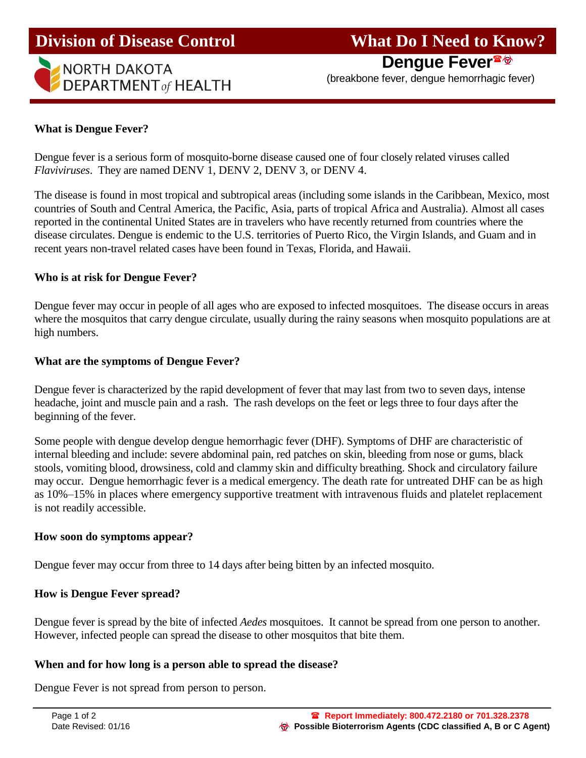# Division of Disease Control — What Do I Need to Know?

NORTH DAKOTA DEPARTMENT *of* HEALTH

## Dengue Fever☎☣

(breakbone fever, dengue hemorrhagic fever)

### What is Dengue Fever?

Dengue fever is a serious form of mosquito-borne disease caused one of four closely related viruses called *Flaviviruses*. They are named DENV 1, DENV 2, DENV 3, or DENV 4.

The disease is found in most tropical and subtropical areas (including some islands in the Caribbean, Mexico, most countries of South and Central America, the Pacific, Asia, parts of tropical Africa and Australia). Almost all cases reported in the continental United States are in travelers who have recently returned from countries where the disease circulates. Dengue is endemic to the U.S. territories of Puerto Rico, the Virgin Islands, and Guam and in recent years non-travel related cases have been found in Texas, Florida, and Hawaii.

### Who is at risk for Dengue Fever?

Dengue fever may occur in people of all ages who are exposed to infected mosquitoes. The disease occurs in areas where the mosquitos that carry dengue circulate, usually during the rainy seasons when mosquito populations are at high numbers.

### What are the symptoms of Dengue Fever?

Dengue fever is characterized by the rapid development of fever that may last from two to seven days, intense headache, joint and muscle pain and a rash. The rash develops on the feet or legs three to four days after the beginning of the fever.

Some people with dengue develop dengue hemorrhagic fever (DHF). Symptoms of DHF are characteristic of internal bleeding and include: severe abdominal pain, red patches on skin, bleeding from nose or gums, black stools, vomiting blood, drowsiness, cold and clammy skin and difficulty breathing. Shock and circulatory failure may occur. Dengue hemorrhagic fever is a medical emergency. The death rate for untreated DHF can be as high as 10%–15% in places where emergency supportive treatment with intravenous fluids and platelet replacement is not readily accessible.

### How soon do symptoms appear?

Dengue fever may occur from three to 14 days after being bitten by an infected mosquito.

### How is Dengue Fever spread?

Dengue fever is spread by the bite of infected *Aedes* mosquitoes. It cannot be spread from one person to another. However, infected people can spread the disease to other mosquitos that bite them.

### When and for how long is a person able to spread the disease?

Dengue Fever is not spread from person to person.

Date Revised: 01/16

☎ Report Immediately: 800.472.2180 or 701.328.2378

☣ Possible Bioterrorism Agents (CDC classified A, B or C Agent)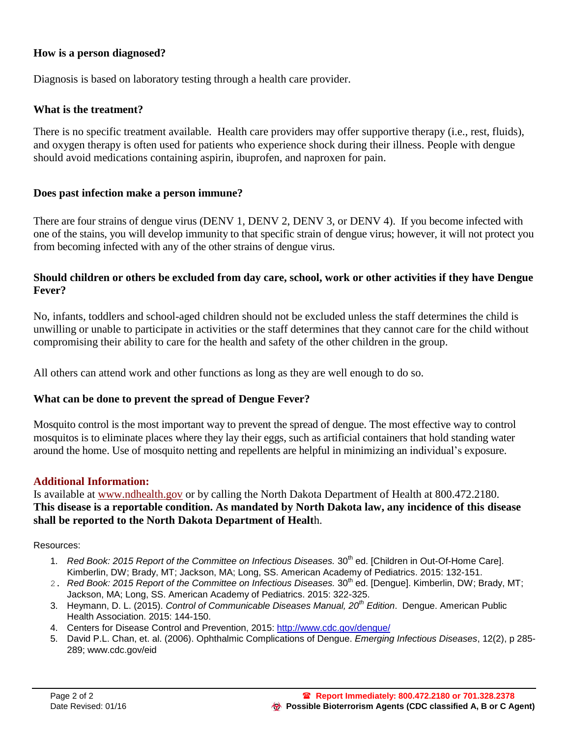### How is a person diagnosed?

Diagnosis is based on laboratory testing through a health care provider.

### What is the treatment?

There is no specific treatment available. Health care providers may offer supportive therapy (i.e., rest, fluids), and oxygen therapy is often used for patients who experience shock during their illness. People with dengue should avoid medications containing aspirin, ibuprofen, and naproxen for pain.

### Does past infection make a person immune?

There are four strains of dengue virus (DENV 1, DENV 2, DENV 3, or DENV 4). If you become infected with one of the stains, you will develop immunity to that specific strain of dengue virus; however, it will not protect you from becoming infected with any of the other strains of dengue virus.

### Should children or others be excluded from day care, school, work or other activities if they have Dengue Fever?

No, infants, toddlers and school-aged children should not be excluded unless the staff determines the child is unwilling or unable to participate in activities or the staff determines that they cannot care for the child without compromising their ability to care for the health and safety of the other children in the group.

All others can attend work and other functions as long as they are well enough to do so.

### What can be done to prevent the spread of Dengue Fever?

Mosquito control is the most important way to prevent the spread of dengue. The most effective way to control mosquitos is to eliminate places where they lay their eggs, such as artificial containers that hold standing water around the home. Use of mosquito netting and repellents are helpful in minimizing an individual's exposure.

### Additional Information:

Is available at www.ndhealth.gov or by calling the North Dakota Department of Health at 800.472.2180.
**This disease is a reportable condition. As mandated by North Dakota law, any incidence of this disease shall be reported to the North Dakota Department of Healt**h.

Resources:

1. *Red Book: 2015 Report of the Committee on Infectious Diseases.* 30th ed. [Children in Out-Of-Home Care]. Kimberlin, DW; Brady, MT; Jackson, MA; Long, SS. American Academy of Pediatrics. 2015: 132-151.
2. *Red Book: 2015 Report of the Committee on Infectious Diseases.* 30th ed. [Dengue]. Kimberlin, DW; Brady, MT; Jackson, MA; Long, SS. American Academy of Pediatrics. 2015: 322-325.
3. Heymann, D. L. (2015). *Control of Communicable Diseases Manual, 20th Edition*. Dengue. American Public Health Association. 2015: 144-150.
4. Centers for Disease Control and Prevention, 2015: http://www.cdc.gov/dengue/
5. David P.L. Chan, et. al. (2006). Ophthalmic Complications of Dengue. *Emerging Infectious Diseases*, 12(2), p 285-289; www.cdc.gov/eid

Date Revised: 01/16

**Report Immediately: 800.472.2180 or 701.328.2378**

**Possible Bioterrorism Agents (CDC classified A, B or C Agent)**